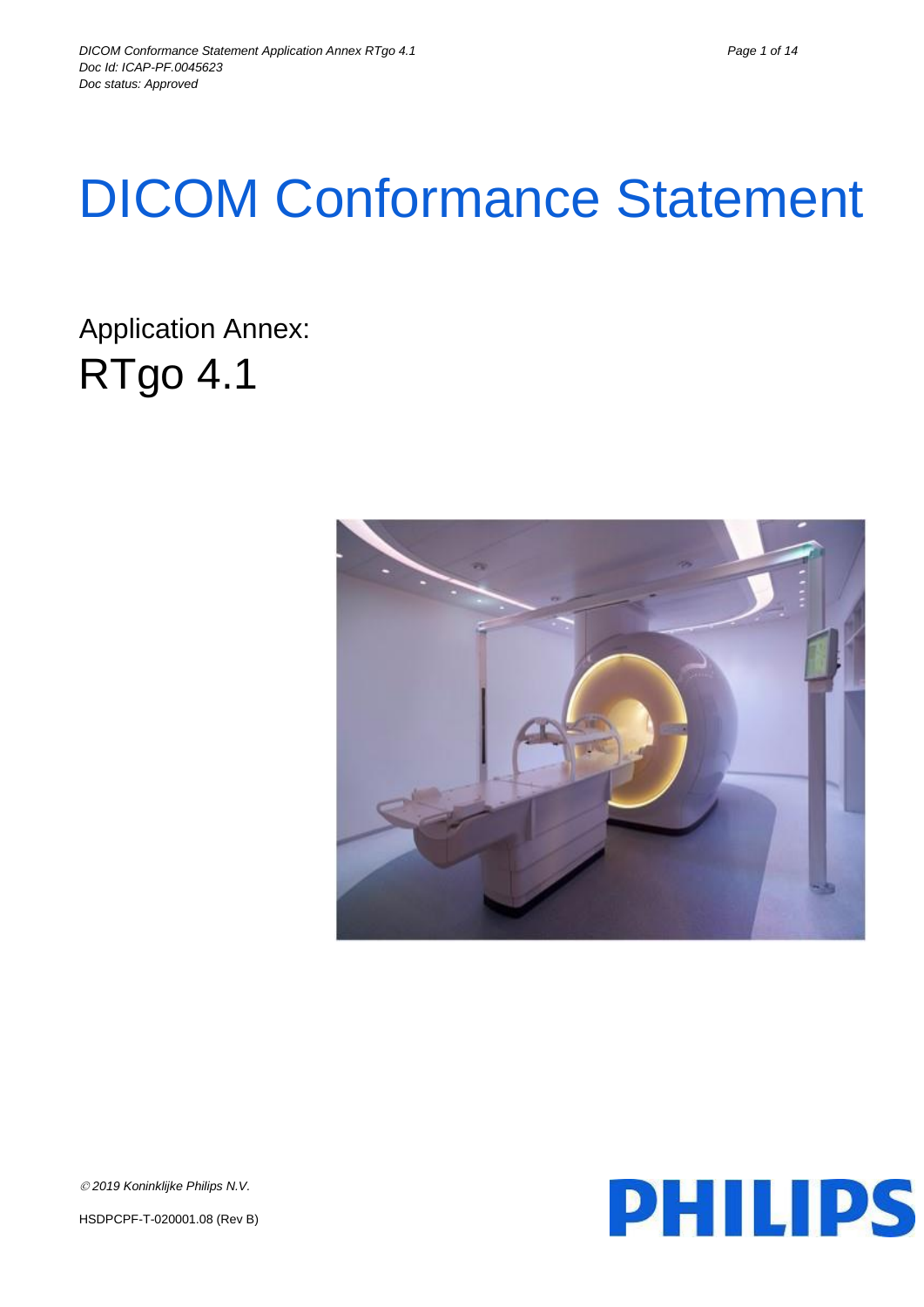# DICOM Conformance Statement

## Application Annex:

## RTgo 4.1

© 2019 Koninklijke Philips N.V.

HSDPCPF-T-020001.08 (Rev B)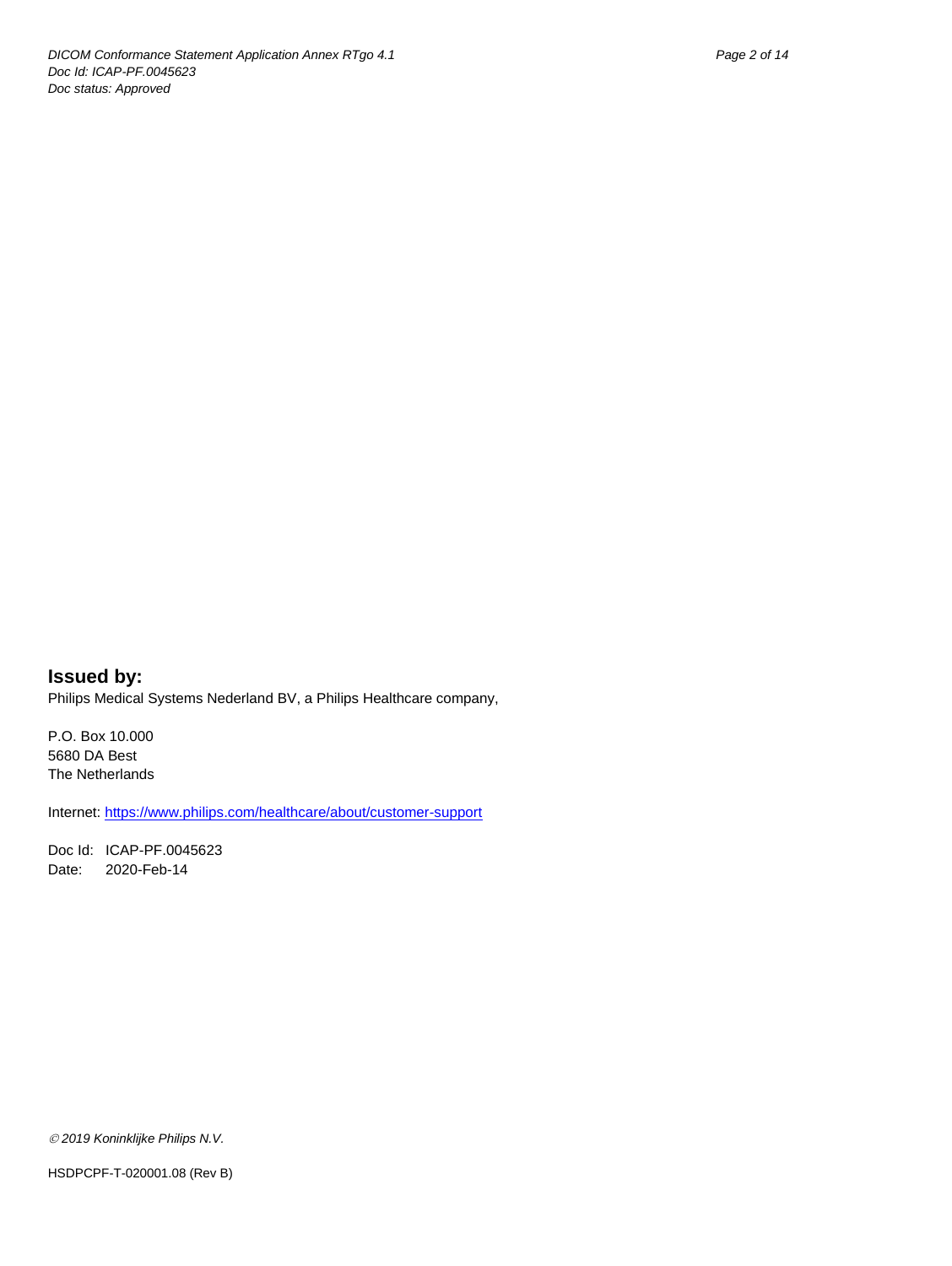**Issued by:**

Philips Medical Systems Nederland BV, a Philips Healthcare company,

P.O. Box 10.000
5680 DA Best
The Netherlands

Internet: [https://www.philips.com/healthcare/about/customer-support](https://www.philips.com/healthcare/about/customer-support)

Doc Id: ICAP-PF.0045623
Date: 2020-Feb-14

*© 2019 Koninklijke Philips N.V.*

HSDPCPF-T-020001.08 (Rev B)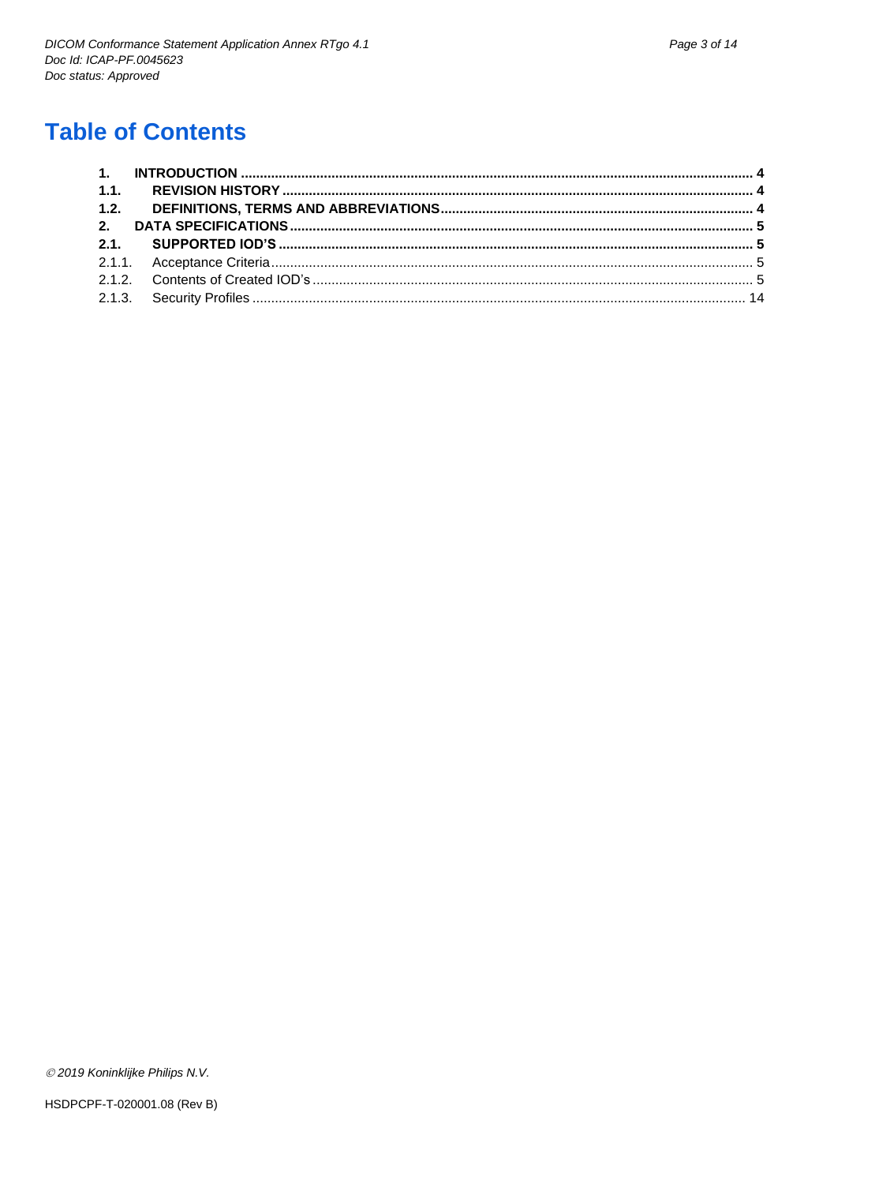# Table of Contents

**1. INTRODUCTION** ........ **4**

**1.1. REVISION HISTORY** ........ **4**

**1.2. DEFINITIONS, TERMS AND ABBREVIATIONS** ........ **4**

**2. DATA SPECIFICATIONS** ........ **5**

**2.1. SUPPORTED IOD'S** ........ **5**

2.1.1. Acceptance Criteria ........ 5

2.1.2. Contents of Created IOD's ........ 5

2.1.3. Security Profiles ........ 14

*© 2019 Koninklijke Philips N.V.*

HSDPCPF-T-020001.08 (Rev B)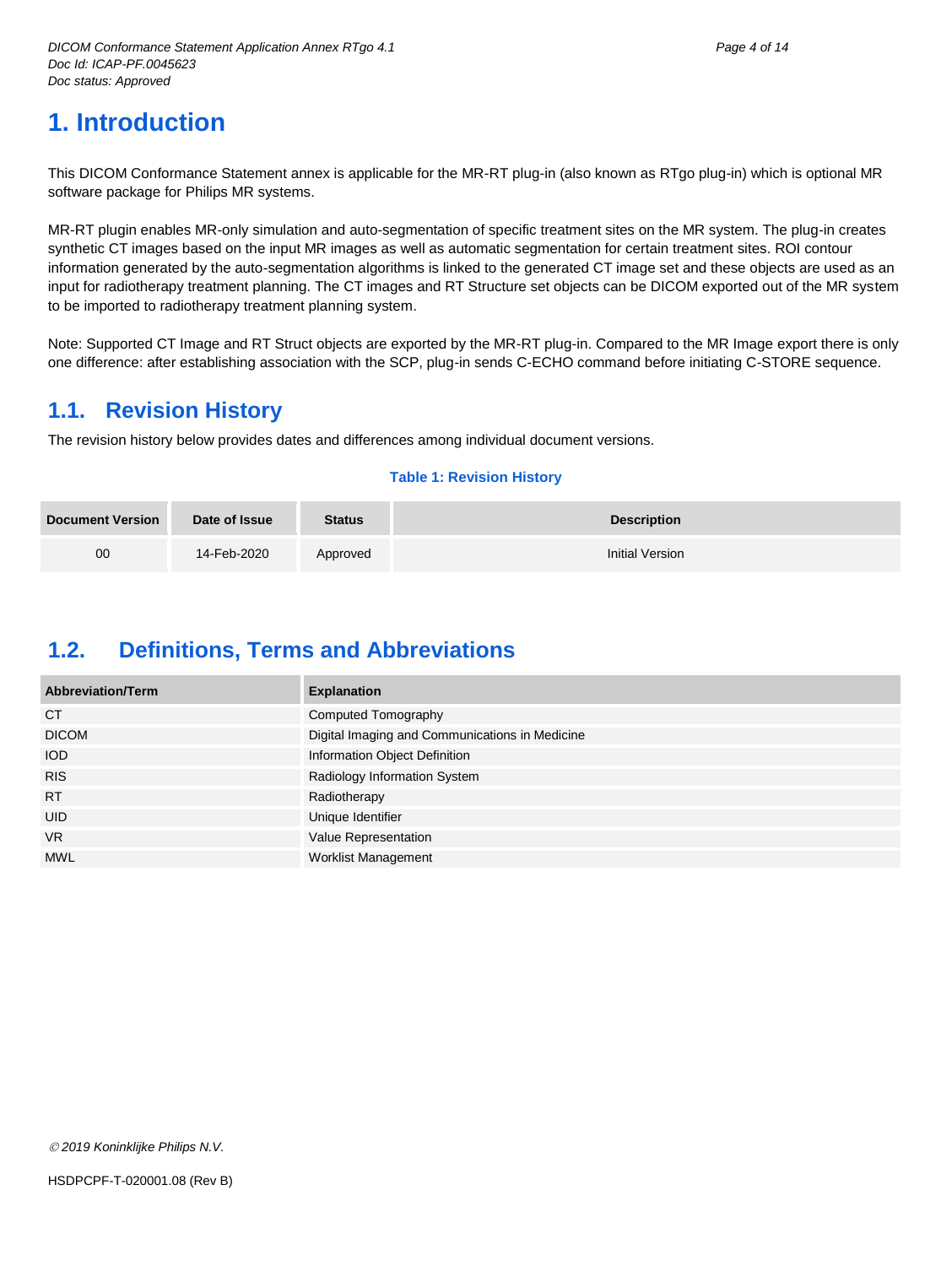# 1. Introduction

This DICOM Conformance Statement annex is applicable for the MR-RT plug-in (also known as RTgo plug-in) which is optional MR software package for Philips MR systems.

MR-RT plugin enables MR-only simulation and auto-segmentation of specific treatment sites on the MR system. The plug-in creates synthetic CT images based on the input MR images as well as automatic segmentation for certain treatment sites. ROI contour information generated by the auto-segmentation algorithms is linked to the generated CT image set and these objects are used as an input for radiotherapy treatment planning. The CT images and RT Structure set objects can be DICOM exported out of the MR system to be imported to radiotherapy treatment planning system.

Note: Supported CT Image and RT Struct objects are exported by the MR-RT plug-in. Compared to the MR Image export there is only one difference: after establishing association with the SCP, plug-in sends C-ECHO command before initiating C-STORE sequence.

## 1.1. Revision History

The revision history below provides dates and differences among individual document versions.

**Table 1: Revision History**

| Document Version | Date of Issue | Status | Description |
|---|---|---|---|
| 00 | 14-Feb-2020 | Approved | Initial Version |

## 1.2. Definitions, Terms and Abbreviations

| Abbreviation/Term | Explanation |
|---|---|
| CT | Computed Tomography |
| DICOM | Digital Imaging and Communications in Medicine |
| IOD | Information Object Definition |
| RIS | Radiology Information System |
| RT | Radiotherapy |
| UID | Unique Identifier |
| VR | Value Representation |
| MWL | Worklist Management |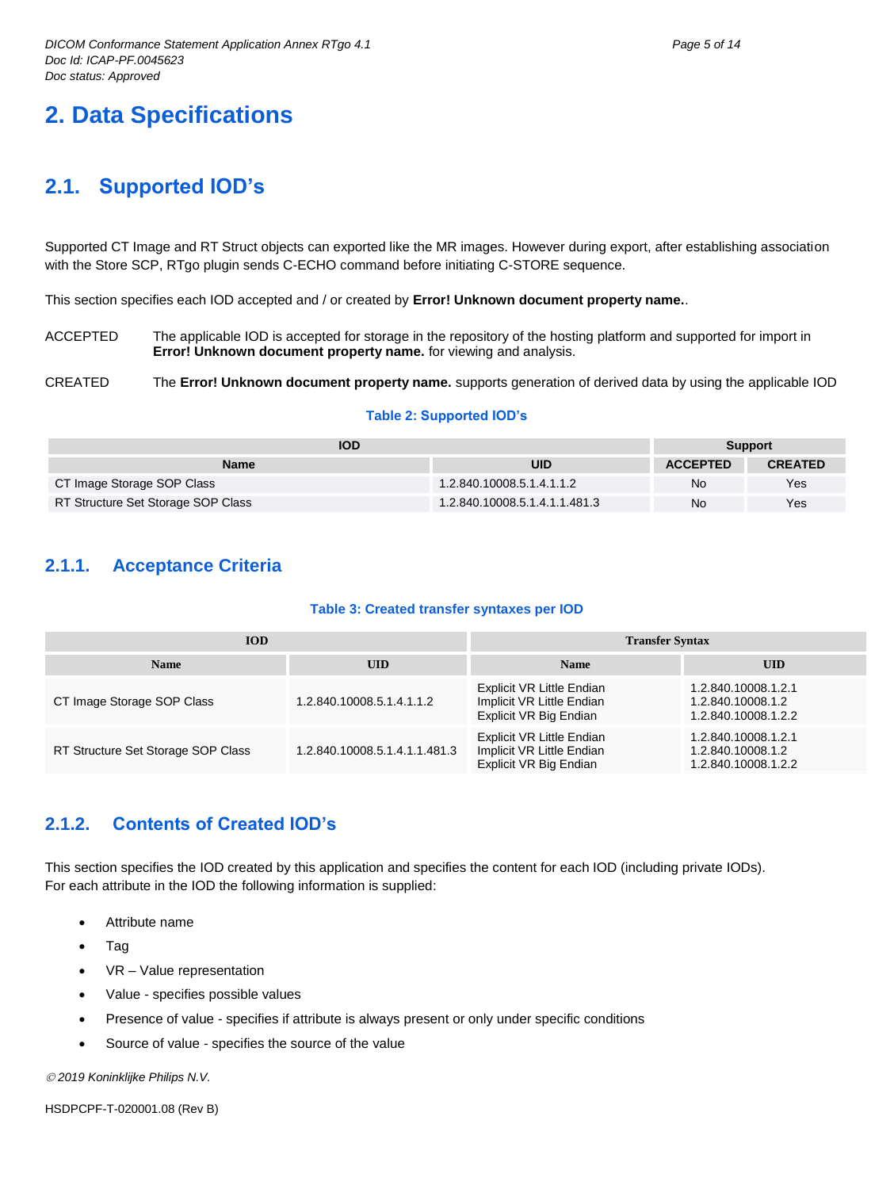# 2. Data Specifications

## 2.1. Supported IOD's

Supported CT Image and RT Struct objects can exported like the MR images. However during export, after establishing association with the Store SCP, RTgo plugin sends C-ECHO command before initiating C-STORE sequence.

This section specifies each IOD accepted and / or created by **Error! Unknown document property name.**.

ACCEPTED The applicable IOD is accepted for storage in the repository of the hosting platform and supported for import in **Error! Unknown document property name.** for viewing and analysis.

CREATED The **Error! Unknown document property name.** supports generation of derived data by using the applicable IOD

**Table 2: Supported IOD's**

| IOD | | Support | |
|---|---|---|---|
| Name | UID | ACCEPTED | CREATED |
| CT Image Storage SOP Class | 1.2.840.10008.5.1.4.1.1.2 | No | Yes |
| RT Structure Set Storage SOP Class | 1.2.840.10008.5.1.4.1.1.481.3 | No | Yes |

### 2.1.1. Acceptance Criteria

**Table 3: Created transfer syntaxes per IOD**

| IOD | | Transfer Syntax | |
|---|---|---|---|
| Name | UID | Name | UID |
| CT Image Storage SOP Class | 1.2.840.10008.5.1.4.1.1.2 | Explicit VR Little Endian<br>Implicit VR Little Endian<br>Explicit VR Big Endian | 1.2.840.10008.1.2.1<br>1.2.840.10008.1.2<br>1.2.840.10008.1.2.2 |
| RT Structure Set Storage SOP Class | 1.2.840.10008.5.1.4.1.1.481.3 | Explicit VR Little Endian<br>Implicit VR Little Endian<br>Explicit VR Big Endian | 1.2.840.10008.1.2.1<br>1.2.840.10008.1.2<br>1.2.840.10008.1.2.2 |

### 2.1.2. Contents of Created IOD's

This section specifies the IOD created by this application and specifies the content for each IOD (including private IODs). For each attribute in the IOD the following information is supplied:

- Attribute name
- Tag
- VR – Value representation
- Value - specifies possible values
- Presence of value - specifies if attribute is always present or only under specific conditions
- Source of value - specifies the source of the value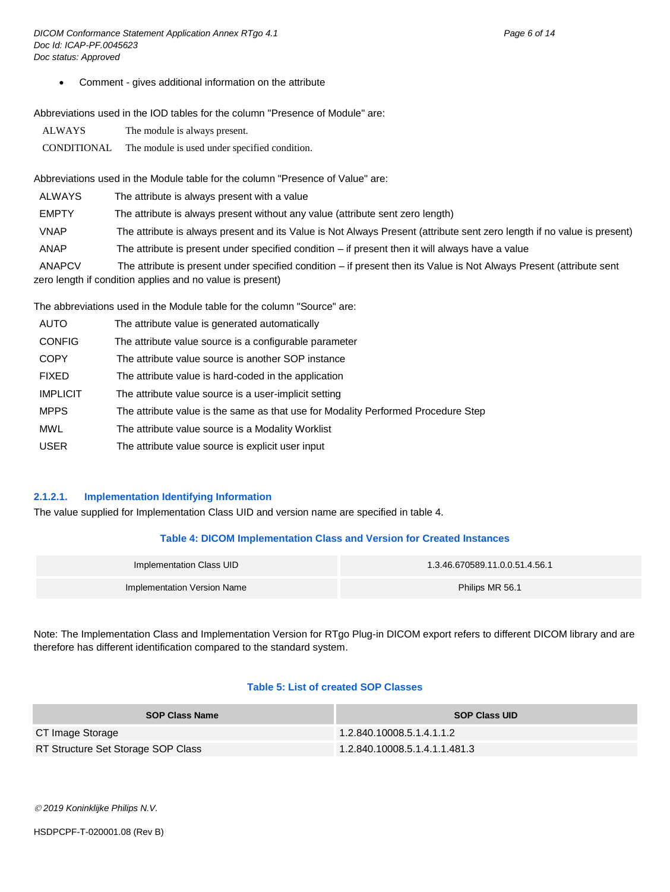- Comment - gives additional information on the attribute

Abbreviations used in the IOD tables for the column "Presence of Module" are:

| | |
|---|---|
| ALWAYS | The module is always present. |
| CONDITIONAL | The module is used under specified condition. |

Abbreviations used in the Module table for the column "Presence of Value" are:

| | |
|---|---|
| ALWAYS | The attribute is always present with a value |
| EMPTY | The attribute is always present without any value (attribute sent zero length) |
| VNAP | The attribute is always present and its Value is Not Always Present (attribute sent zero length if no value is present) |
| ANAP | The attribute is present under specified condition – if present then it will always have a value |
| ANAPCV | The attribute is present under specified condition – if present then its Value is Not Always Present (attribute sent zero length if condition applies and no value is present) |

The abbreviations used in the Module table for the column "Source" are:

| | |
|---|---|
| AUTO | The attribute value is generated automatically |
| CONFIG | The attribute value source is a configurable parameter |
| COPY | The attribute value source is another SOP instance |
| FIXED | The attribute value is hard-coded in the application |
| IMPLICIT | The attribute value source is a user-implicit setting |
| MPPS | The attribute value is the same as that use for Modality Performed Procedure Step |
| MWL | The attribute value source is a Modality Worklist |
| USER | The attribute value source is explicit user input |

#### 2.1.2.1. Implementation Identifying Information

The value supplied for Implementation Class UID and version name are specified in table 4.

**Table 4: DICOM Implementation Class and Version for Created Instances**

| | |
|---|---|
| Implementation Class UID | 1.3.46.670589.11.0.0.51.4.56.1 |
| Implementation Version Name | Philips MR 56.1 |

Note: The Implementation Class and Implementation Version for RTgo Plug-in DICOM export refers to different DICOM library and are therefore has different identification compared to the standard system.

**Table 5: List of created SOP Classes**

| SOP Class Name | SOP Class UID |
|---|---|
| CT Image Storage | 1.2.840.10008.5.1.4.1.1.2 |
| RT Structure Set Storage SOP Class | 1.2.840.10008.5.1.4.1.1.481.3 |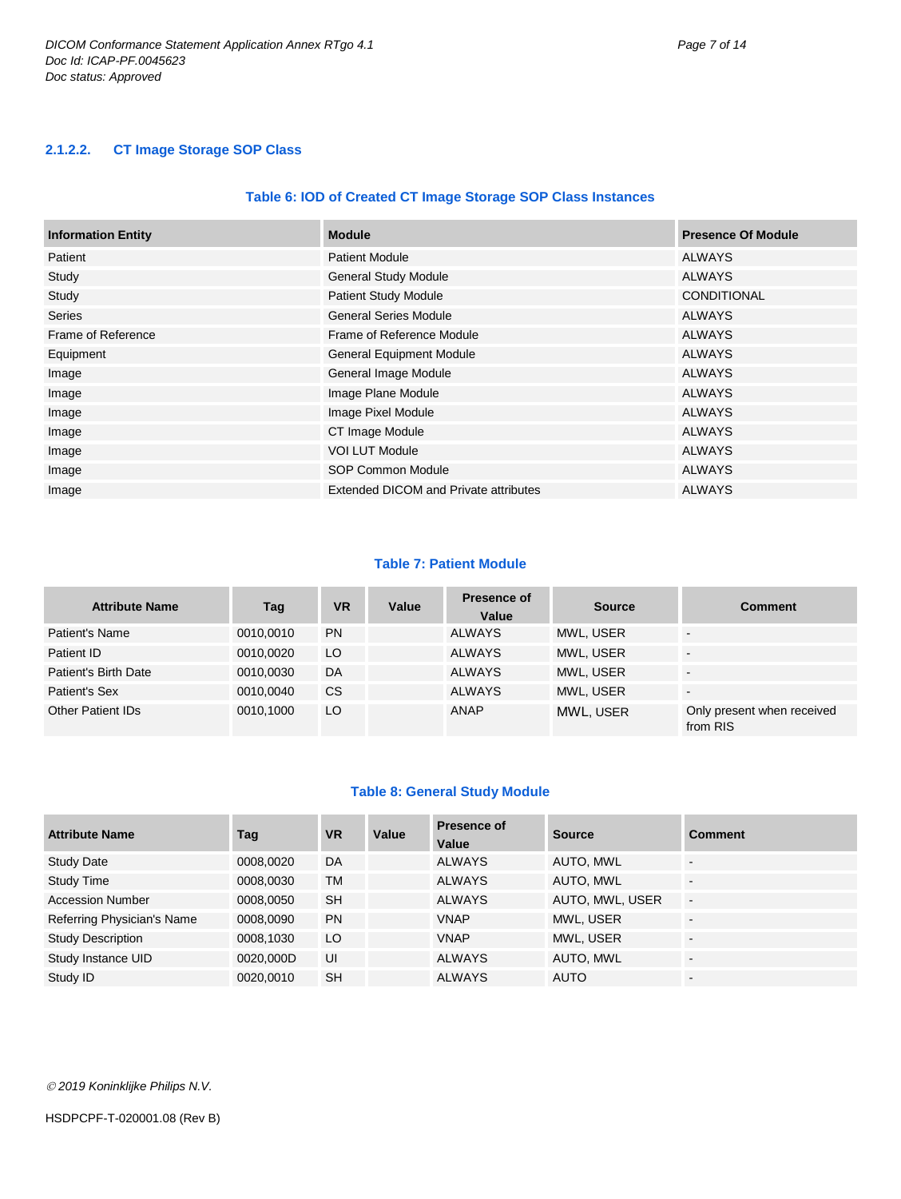### 2.1.2.2. CT Image Storage SOP Class

**Table 6: IOD of Created CT Image Storage SOP Class Instances**

| Information Entity | Module | Presence Of Module |
|---|---|---|
| Patient | Patient Module | ALWAYS |
| Study | General Study Module | ALWAYS |
| Study | Patient Study Module | CONDITIONAL |
| Series | General Series Module | ALWAYS |
| Frame of Reference | Frame of Reference Module | ALWAYS |
| Equipment | General Equipment Module | ALWAYS |
| Image | General Image Module | ALWAYS |
| Image | Image Plane Module | ALWAYS |
| Image | Image Pixel Module | ALWAYS |
| Image | CT Image Module | ALWAYS |
| Image | VOI LUT Module | ALWAYS |
| Image | SOP Common Module | ALWAYS |
| Image | Extended DICOM and Private attributes | ALWAYS |

**Table 7: Patient Module**

| Attribute Name | Tag | VR | Value | Presence of Value | Source | Comment |
|---|---|---|---|---|---|---|
| Patient's Name | 0010,0010 | PN | | ALWAYS | MWL, USER | - |
| Patient ID | 0010,0020 | LO | | ALWAYS | MWL, USER | - |
| Patient's Birth Date | 0010,0030 | DA | | ALWAYS | MWL, USER | - |
| Patient's Sex | 0010,0040 | CS | | ALWAYS | MWL, USER | - |
| Other Patient IDs | 0010,1000 | LO | | ANAP | MWL, USER | Only present when received from RIS |

**Table 8: General Study Module**

| Attribute Name | Tag | VR | Value | Presence of Value | Source | Comment |
|---|---|---|---|---|---|---|
| Study Date | 0008,0020 | DA | | ALWAYS | AUTO, MWL | - |
| Study Time | 0008,0030 | TM | | ALWAYS | AUTO, MWL | - |
| Accession Number | 0008,0050 | SH | | ALWAYS | AUTO, MWL, USER | - |
| Referring Physician's Name | 0008,0090 | PN | | VNAP | MWL, USER | - |
| Study Description | 0008,1030 | LO | | VNAP | MWL, USER | - |
| Study Instance UID | 0020,000D | UI | | ALWAYS | AUTO, MWL | - |
| Study ID | 0020,0010 | SH | | ALWAYS | AUTO | - |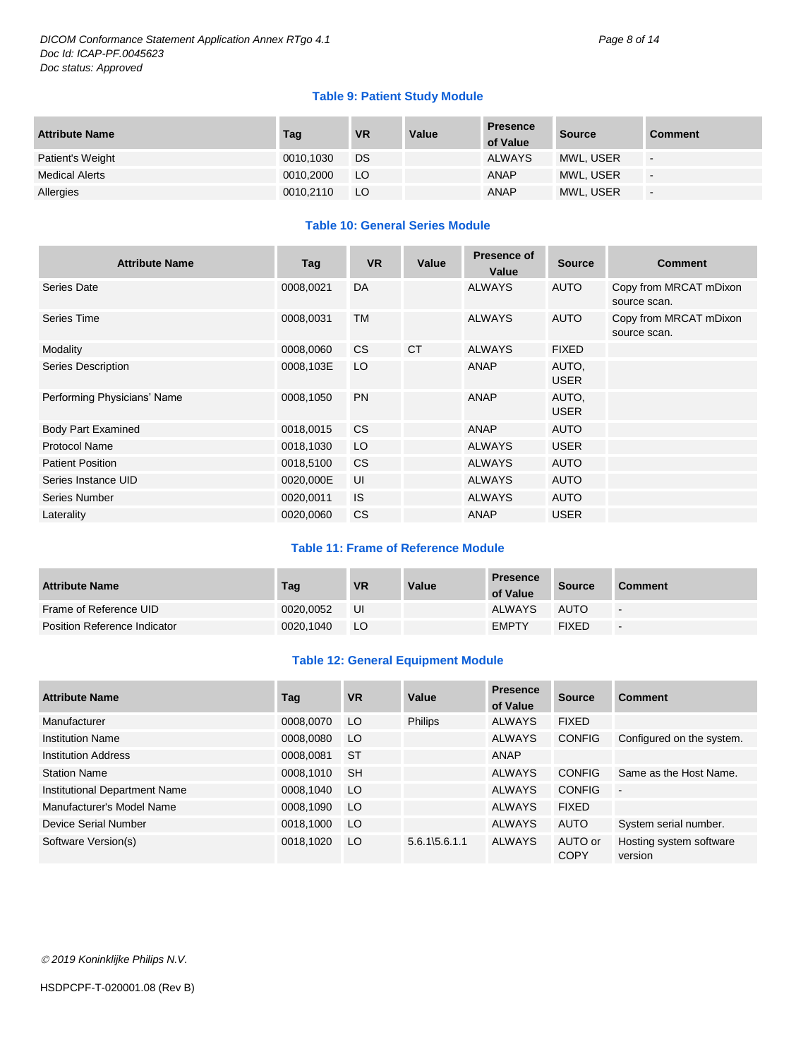**Table 9: Patient Study Module**

| Attribute Name | Tag | VR | Value | Presence of Value | Source | Comment |
|---|---|---|---|---|---|---|
| Patient's Weight | 0010,1030 | DS | | ALWAYS | MWL, USER | - |
| Medical Alerts | 0010,2000 | LO | | ANAP | MWL, USER | - |
| Allergies | 0010,2110 | LO | | ANAP | MWL, USER | - |

**Table 10: General Series Module**

| Attribute Name | Tag | VR | Value | Presence of Value | Source | Comment |
|---|---|---|---|---|---|---|
| Series Date | 0008,0021 | DA | | ALWAYS | AUTO | Copy from MRCAT mDixon source scan. |
| Series Time | 0008,0031 | TM | | ALWAYS | AUTO | Copy from MRCAT mDixon source scan. |
| Modality | 0008,0060 | CS | CT | ALWAYS | FIXED | |
| Series Description | 0008,103E | LO | | ANAP | AUTO, USER | |
| Performing Physicians' Name | 0008,1050 | PN | | ANAP | AUTO, USER | |
| Body Part Examined | 0018,0015 | CS | | ANAP | AUTO | |
| Protocol Name | 0018,1030 | LO | | ALWAYS | USER | |
| Patient Position | 0018,5100 | CS | | ALWAYS | AUTO | |
| Series Instance UID | 0020,000E | UI | | ALWAYS | AUTO | |
| Series Number | 0020,0011 | IS | | ALWAYS | AUTO | |
| Laterality | 0020,0060 | CS | | ANAP | USER | |

**Table 11: Frame of Reference Module**

| Attribute Name | Tag | VR | Value | Presence of Value | Source | Comment |
|---|---|---|---|---|---|---|
| Frame of Reference UID | 0020,0052 | UI | | ALWAYS | AUTO | - |
| Position Reference Indicator | 0020,1040 | LO | | EMPTY | FIXED | - |

**Table 12: General Equipment Module**

| Attribute Name | Tag | VR | Value | Presence of Value | Source | Comment |
|---|---|---|---|---|---|---|
| Manufacturer | 0008,0070 | LO | Philips | ALWAYS | FIXED | |
| Institution Name | 0008,0080 | LO | | ALWAYS | CONFIG | Configured on the system. |
| Institution Address | 0008,0081 | ST | | ANAP | | |
| Station Name | 0008,1010 | SH | | ALWAYS | CONFIG | Same as the Host Name. |
| Institutional Department Name | 0008,1040 | LO | | ALWAYS | CONFIG | - |
| Manufacturer's Model Name | 0008,1090 | LO | | ALWAYS | FIXED | |
| Device Serial Number | 0018,1000 | LO | | ALWAYS | AUTO | System serial number. |
| Software Version(s) | 0018,1020 | LO | 5.6.1\5.6.1.1 | ALWAYS | AUTO or COPY | Hosting system software version |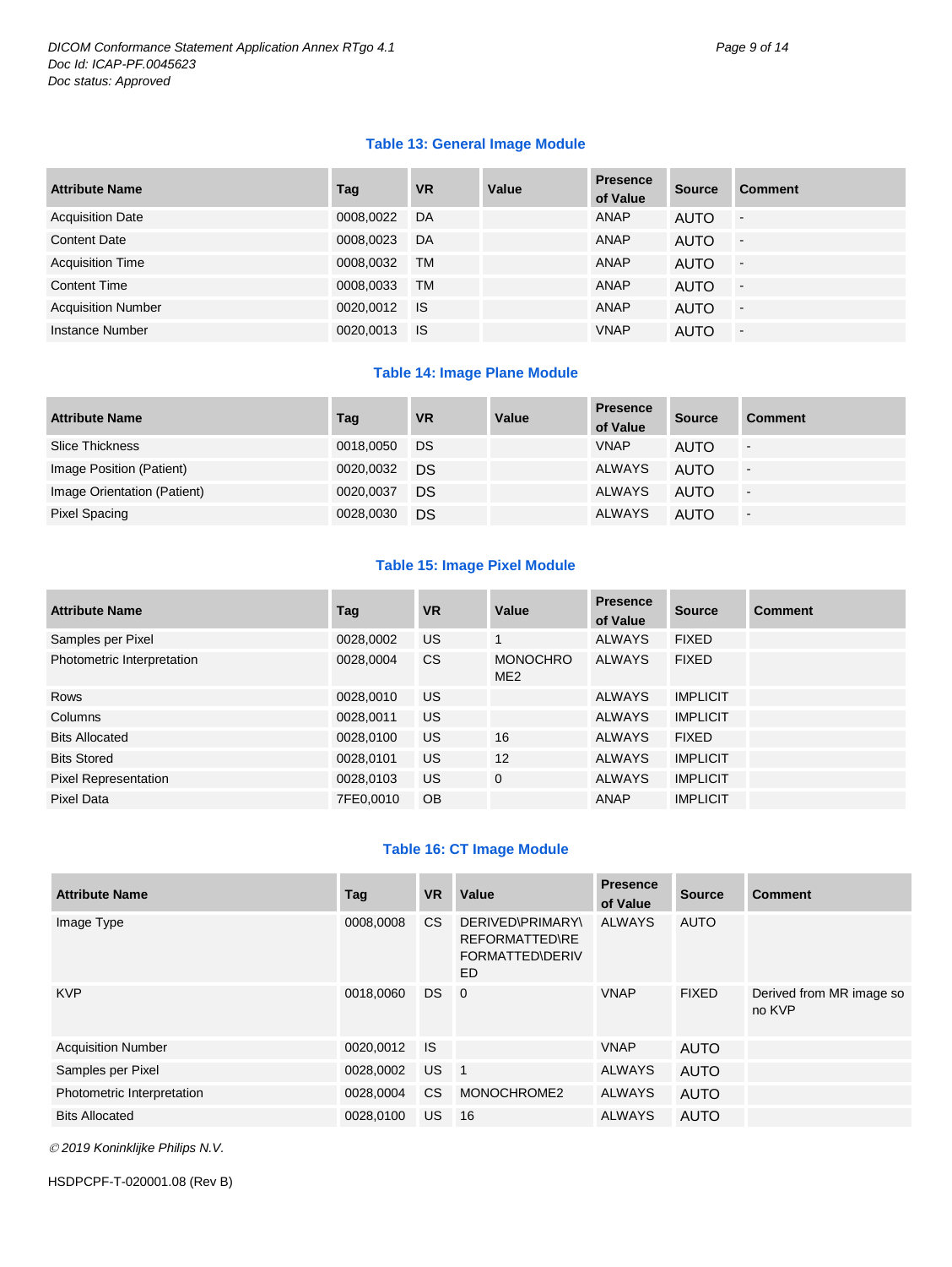### Table 13: General Image Module

| Attribute Name | Tag | VR | Value | Presence of Value | Source | Comment |
|---|---|---|---|---|---|---|
| Acquisition Date | 0008,0022 | DA | | ANAP | AUTO | - |
| Content Date | 0008,0023 | DA | | ANAP | AUTO | - |
| Acquisition Time | 0008,0032 | TM | | ANAP | AUTO | - |
| Content Time | 0008,0033 | TM | | ANAP | AUTO | - |
| Acquisition Number | 0020,0012 | IS | | ANAP | AUTO | - |
| Instance Number | 0020,0013 | IS | | VNAP | AUTO | - |

### Table 14: Image Plane Module

| Attribute Name | Tag | VR | Value | Presence of Value | Source | Comment |
|---|---|---|---|---|---|---|
| Slice Thickness | 0018,0050 | DS | | VNAP | AUTO | - |
| Image Position (Patient) | 0020,0032 | DS | | ALWAYS | AUTO | - |
| Image Orientation (Patient) | 0020,0037 | DS | | ALWAYS | AUTO | - |
| Pixel Spacing | 0028,0030 | DS | | ALWAYS | AUTO | - |

### Table 15: Image Pixel Module

| Attribute Name | Tag | VR | Value | Presence of Value | Source | Comment |
|---|---|---|---|---|---|---|
| Samples per Pixel | 0028,0002 | US | 1 | ALWAYS | FIXED | |
| Photometric Interpretation | 0028,0004 | CS | MONOCHROME2 | ALWAYS | FIXED | |
| Rows | 0028,0010 | US | | ALWAYS | IMPLICIT | |
| Columns | 0028,0011 | US | | ALWAYS | IMPLICIT | |
| Bits Allocated | 0028,0100 | US | 16 | ALWAYS | FIXED | |
| Bits Stored | 0028,0101 | US | 12 | ALWAYS | IMPLICIT | |
| Pixel Representation | 0028,0103 | US | 0 | ALWAYS | IMPLICIT | |
| Pixel Data | 7FE0,0010 | OB | | ANAP | IMPLICIT | |

### Table 16: CT Image Module

| Attribute Name | Tag | VR | Value | Presence of Value | Source | Comment |
|---|---|---|---|---|---|---|
| Image Type | 0008,0008 | CS | DERIVED\PRIMARY\REFORMATTED\REFORMATTED\DERIVED | ALWAYS | AUTO | |
| KVP | 0018,0060 | DS | 0 | VNAP | FIXED | Derived from MR image so no KVP |
| Acquisition Number | 0020,0012 | IS | | VNAP | AUTO | |
| Samples per Pixel | 0028,0002 | US | 1 | ALWAYS | AUTO | |
| Photometric Interpretation | 0028,0004 | CS | MONOCHROME2 | ALWAYS | AUTO | |
| Bits Allocated | 0028,0100 | US | 16 | ALWAYS | AUTO | |

*© 2019 Koninklijke Philips N.V.*

HSDPCPF-T-020001.08 (Rev B)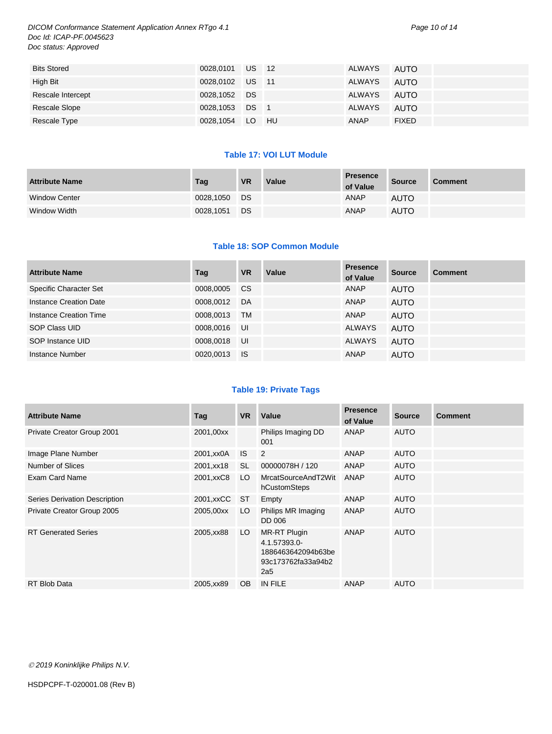| Bits Stored | 0028,0101 | US | 12 | ALWAYS | AUTO | |
|---|---|---|---|---|---|---|
| High Bit | 0028,0102 | US | 11 | ALWAYS | AUTO | |
| Rescale Intercept | 0028,1052 | DS | | ALWAYS | AUTO | |
| Rescale Slope | 0028,1053 | DS | 1 | ALWAYS | AUTO | |
| Rescale Type | 0028,1054 | LO | HU | ANAP | FIXED | |

### Table 17: VOI LUT Module

| Attribute Name | Tag | VR | Value | Presence of Value | Source | Comment |
|---|---|---|---|---|---|---|
| Window Center | 0028,1050 | DS | | ANAP | AUTO | |
| Window Width | 0028,1051 | DS | | ANAP | AUTO | |

### Table 18: SOP Common Module

| Attribute Name | Tag | VR | Value | Presence of Value | Source | Comment |
|---|---|---|---|---|---|---|
| Specific Character Set | 0008,0005 | CS | | ANAP | AUTO | |
| Instance Creation Date | 0008,0012 | DA | | ANAP | AUTO | |
| Instance Creation Time | 0008,0013 | TM | | ANAP | AUTO | |
| SOP Class UID | 0008,0016 | UI | | ALWAYS | AUTO | |
| SOP Instance UID | 0008,0018 | UI | | ALWAYS | AUTO | |
| Instance Number | 0020,0013 | IS | | ANAP | AUTO | |

### Table 19: Private Tags

| Attribute Name | Tag | VR | Value | Presence of Value | Source | Comment |
|---|---|---|---|---|---|---|
| Private Creator Group 2001 | 2001,00xx | | Philips Imaging DD 001 | ANAP | AUTO | |
| Image Plane Number | 2001,xx0A | IS | 2 | ANAP | AUTO | |
| Number of Slices | 2001,xx18 | SL | 00000078H / 120 | ANAP | AUTO | |
| Exam Card Name | 2001,xxC8 | LO | MrcatSourceAndT2WithCustomSteps | ANAP | AUTO | |
| Series Derivation Description | 2001,xxCC | ST | Empty | ANAP | AUTO | |
| Private Creator Group 2005 | 2005,00xx | LO | Philips MR Imaging DD 006 | ANAP | AUTO | |
| RT Generated Series | 2005,xx88 | LO | MR-RT Plugin 4.1.57393.0-1886463642094b63be93c173762fa33a94b22a5 | ANAP | AUTO | |
| RT Blob Data | 2005,xx89 | OB | IN FILE | ANAP | AUTO | |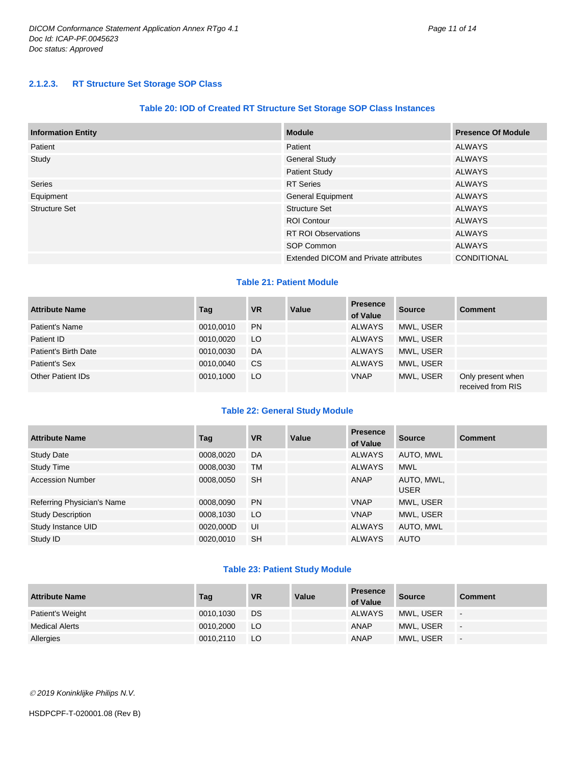### 2.1.2.3. RT Structure Set Storage SOP Class

**Table 20: IOD of Created RT Structure Set Storage SOP Class Instances**

| Information Entity | Module | Presence Of Module |
|---|---|---|
| Patient | Patient | ALWAYS |
| Study | General Study | ALWAYS |
| | Patient Study | ALWAYS |
| Series | RT Series | ALWAYS |
| Equipment | General Equipment | ALWAYS |
| Structure Set | Structure Set | ALWAYS |
| | ROI Contour | ALWAYS |
| | RT ROI Observations | ALWAYS |
| | SOP Common | ALWAYS |
| | Extended DICOM and Private attributes | CONDITIONAL |

**Table 21: Patient Module**

| Attribute Name | Tag | VR | Value | Presence of Value | Source | Comment |
|---|---|---|---|---|---|---|
| Patient's Name | 0010,0010 | PN | | ALWAYS | MWL, USER | |
| Patient ID | 0010,0020 | LO | | ALWAYS | MWL, USER | |
| Patient's Birth Date | 0010,0030 | DA | | ALWAYS | MWL, USER | |
| Patient's Sex | 0010,0040 | CS | | ALWAYS | MWL, USER | |
| Other Patient IDs | 0010,1000 | LO | | VNAP | MWL, USER | Only present when received from RIS |

**Table 22: General Study Module**

| Attribute Name | Tag | VR | Value | Presence of Value | Source | Comment |
|---|---|---|---|---|---|---|
| Study Date | 0008,0020 | DA | | ALWAYS | AUTO, MWL | |
| Study Time | 0008,0030 | TM | | ALWAYS | MWL | |
| Accession Number | 0008,0050 | SH | | ANAP | AUTO, MWL, USER | |
| Referring Physician's Name | 0008,0090 | PN | | VNAP | MWL, USER | |
| Study Description | 0008,1030 | LO | | VNAP | MWL, USER | |
| Study Instance UID | 0020,000D | UI | | ALWAYS | AUTO, MWL | |
| Study ID | 0020,0010 | SH | | ALWAYS | AUTO | |

**Table 23: Patient Study Module**

| Attribute Name | Tag | VR | Value | Presence of Value | Source | Comment |
|---|---|---|---|---|---|---|
| Patient's Weight | 0010,1030 | DS | | ALWAYS | MWL, USER | - |
| Medical Alerts | 0010,2000 | LO | | ANAP | MWL, USER | - |
| Allergies | 0010,2110 | LO | | ANAP | MWL, USER | - |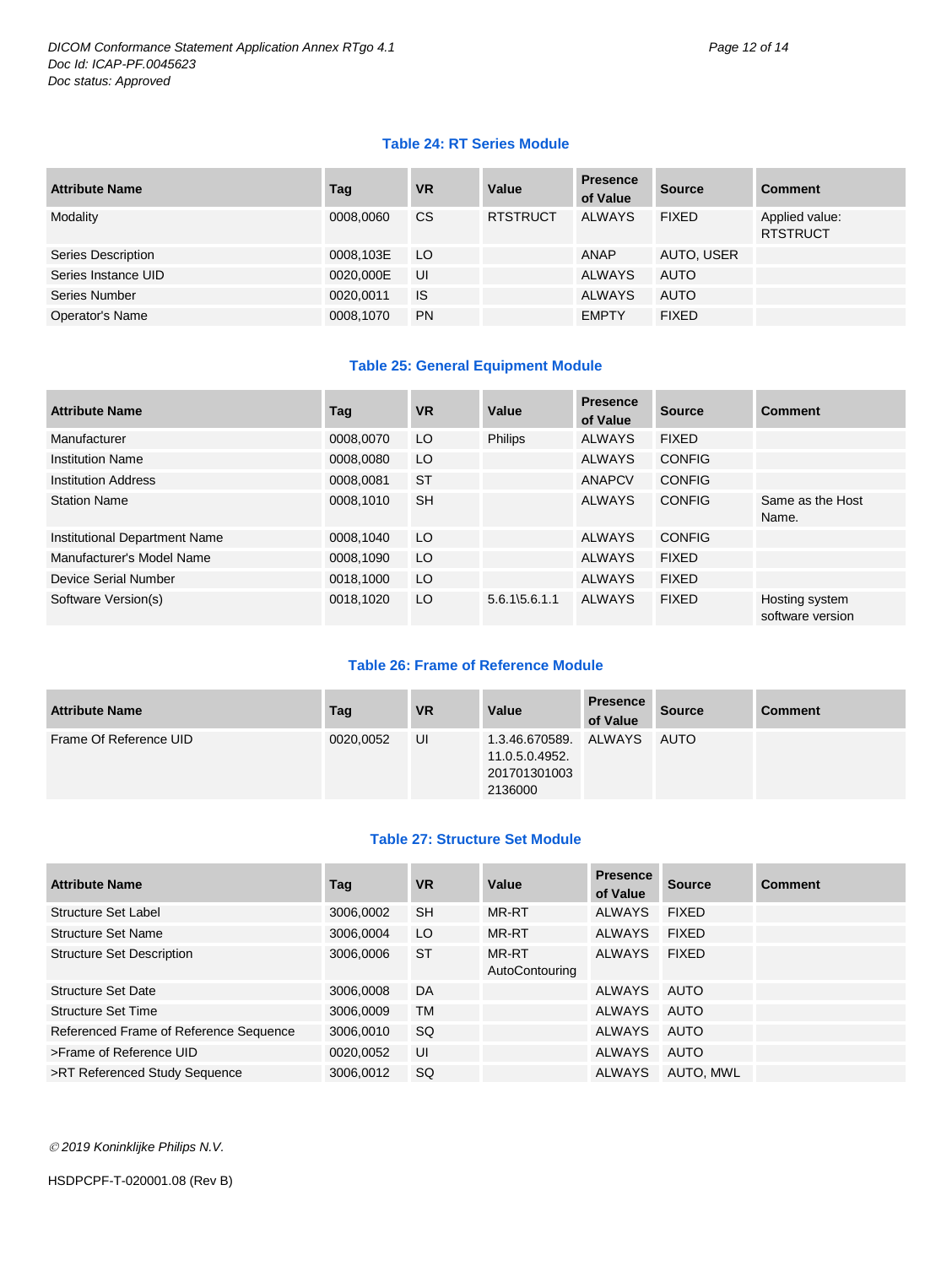**Table 24: RT Series Module**

| Attribute Name | Tag | VR | Value | Presence of Value | Source | Comment |
|---|---|---|---|---|---|---|
| Modality | 0008,0060 | CS | RTSTRUCT | ALWAYS | FIXED | Applied value: RTSTRUCT |
| Series Description | 0008,103E | LO | | ANAP | AUTO, USER | |
| Series Instance UID | 0020,000E | UI | | ALWAYS | AUTO | |
| Series Number | 0020,0011 | IS | | ALWAYS | AUTO | |
| Operator's Name | 0008,1070 | PN | | EMPTY | FIXED | |

**Table 25: General Equipment Module**

| Attribute Name | Tag | VR | Value | Presence of Value | Source | Comment |
|---|---|---|---|---|---|---|
| Manufacturer | 0008,0070 | LO | Philips | ALWAYS | FIXED | |
| Institution Name | 0008,0080 | LO | | ALWAYS | CONFIG | |
| Institution Address | 0008,0081 | ST | | ANAPCV | CONFIG | |
| Station Name | 0008,1010 | SH | | ALWAYS | CONFIG | Same as the Host Name. |
| Institutional Department Name | 0008,1040 | LO | | ALWAYS | CONFIG | |
| Manufacturer's Model Name | 0008,1090 | LO | | ALWAYS | FIXED | |
| Device Serial Number | 0018,1000 | LO | | ALWAYS | FIXED | |
| Software Version(s) | 0018,1020 | LO | 5.6.1\5.6.1.1 | ALWAYS | FIXED | Hosting system software version |

**Table 26: Frame of Reference Module**

| Attribute Name | Tag | VR | Value | Presence of Value | Source | Comment |
|---|---|---|---|---|---|---|
| Frame Of Reference UID | 0020,0052 | UI | 1.3.46.670589.11.0.5.0.4952.2017013010032136000 | ALWAYS | AUTO | |

**Table 27: Structure Set Module**

| Attribute Name | Tag | VR | Value | Presence of Value | Source | Comment |
|---|---|---|---|---|---|---|
| Structure Set Label | 3006,0002 | SH | MR-RT | ALWAYS | FIXED | |
| Structure Set Name | 3006,0004 | LO | MR-RT | ALWAYS | FIXED | |
| Structure Set Description | 3006,0006 | ST | MR-RT AutoContouring | ALWAYS | FIXED | |
| Structure Set Date | 3006,0008 | DA | | ALWAYS | AUTO | |
| Structure Set Time | 3006,0009 | TM | | ALWAYS | AUTO | |
| Referenced Frame of Reference Sequence | 3006,0010 | SQ | | ALWAYS | AUTO | |
| >Frame of Reference UID | 0020,0052 | UI | | ALWAYS | AUTO | |
| >RT Referenced Study Sequence | 3006,0012 | SQ | | ALWAYS | AUTO, MWL | |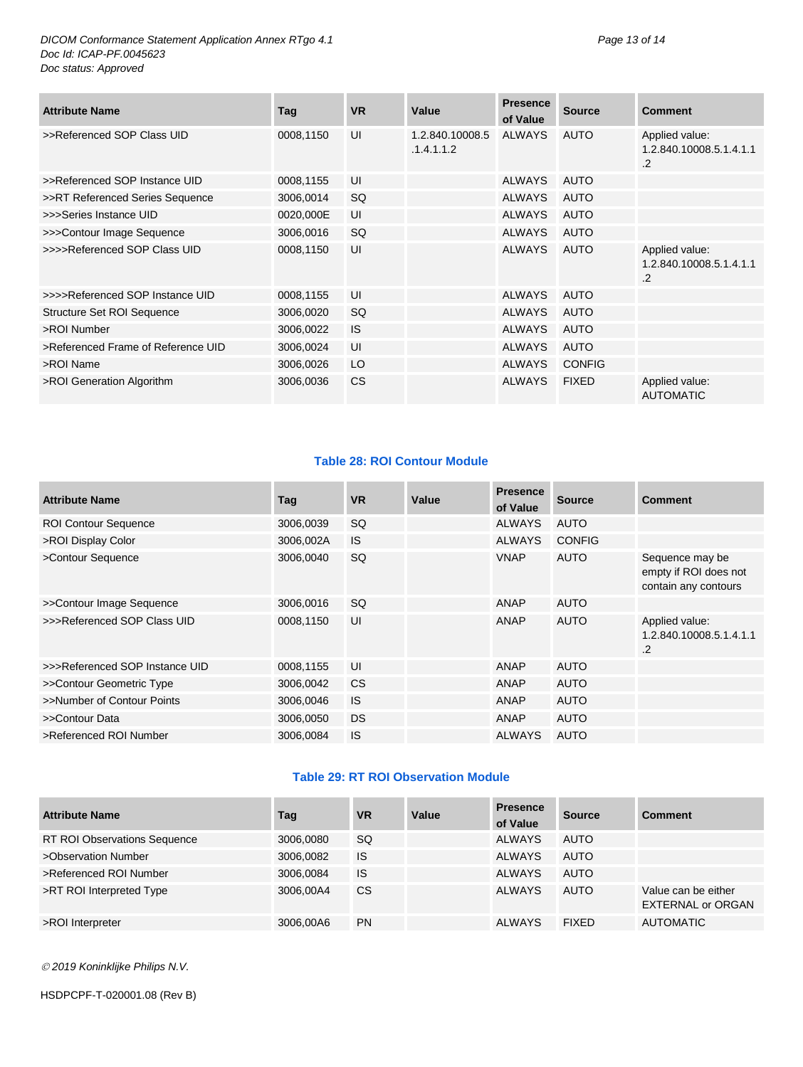| Attribute Name | Tag | VR | Value | Presence of Value | Source | Comment |
|---|---|---|---|---|---|---|
| >>Referenced SOP Class UID | 0008,1150 | UI | 1.2.840.10008.5.1.4.1.1.2 | ALWAYS | AUTO | Applied value: 1.2.840.10008.5.1.4.1.1.2 |
| >>Referenced SOP Instance UID | 0008,1155 | UI | | ALWAYS | AUTO | |
| >>RT Referenced Series Sequence | 3006,0014 | SQ | | ALWAYS | AUTO | |
| >>>Series Instance UID | 0020,000E | UI | | ALWAYS | AUTO | |
| >>>Contour Image Sequence | 3006,0016 | SQ | | ALWAYS | AUTO | |
| >>>>Referenced SOP Class UID | 0008,1150 | UI | | ALWAYS | AUTO | Applied value: 1.2.840.10008.5.1.4.1.1.2 |
| >>>>Referenced SOP Instance UID | 0008,1155 | UI | | ALWAYS | AUTO | |
| Structure Set ROI Sequence | 3006,0020 | SQ | | ALWAYS | AUTO | |
| >ROI Number | 3006,0022 | IS | | ALWAYS | AUTO | |
| >Referenced Frame of Reference UID | 3006,0024 | UI | | ALWAYS | AUTO | |
| >ROI Name | 3006,0026 | LO | | ALWAYS | CONFIG | |
| >ROI Generation Algorithm | 3006,0036 | CS | | ALWAYS | FIXED | Applied value: AUTOMATIC |

**Table 28: ROI Contour Module**

| Attribute Name | Tag | VR | Value | Presence of Value | Source | Comment |
|---|---|---|---|---|---|---|
| ROI Contour Sequence | 3006,0039 | SQ | | ALWAYS | AUTO | |
| >ROI Display Color | 3006,002A | IS | | ALWAYS | CONFIG | |
| >Contour Sequence | 3006,0040 | SQ | | VNAP | AUTO | Sequence may be empty if ROI does not contain any contours |
| >>Contour Image Sequence | 3006,0016 | SQ | | ANAP | AUTO | |
| >>>Referenced SOP Class UID | 0008,1150 | UI | | ANAP | AUTO | Applied value: 1.2.840.10008.5.1.4.1.1.2 |
| >>>Referenced SOP Instance UID | 0008,1155 | UI | | ANAP | AUTO | |
| >>Contour Geometric Type | 3006,0042 | CS | | ANAP | AUTO | |
| >>Number of Contour Points | 3006,0046 | IS | | ANAP | AUTO | |
| >>Contour Data | 3006,0050 | DS | | ANAP | AUTO | |
| >Referenced ROI Number | 3006,0084 | IS | | ALWAYS | AUTO | |

**Table 29: RT ROI Observation Module**

| Attribute Name | Tag | VR | Value | Presence of Value | Source | Comment |
|---|---|---|---|---|---|---|
| RT ROI Observations Sequence | 3006,0080 | SQ | | ALWAYS | AUTO | |
| >Observation Number | 3006,0082 | IS | | ALWAYS | AUTO | |
| >Referenced ROI Number | 3006,0084 | IS | | ALWAYS | AUTO | |
| >RT ROI Interpreted Type | 3006,00A4 | CS | | ALWAYS | AUTO | Value can be either EXTERNAL or ORGAN |
| >ROI Interpreter | 3006,00A6 | PN | | ALWAYS | FIXED | AUTOMATIC |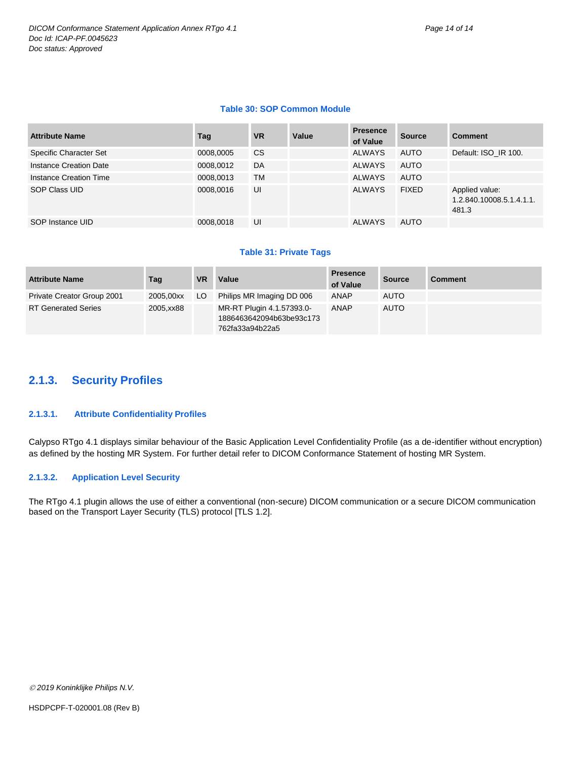**Table 30: SOP Common Module**

| Attribute Name | Tag | VR | Value | Presence of Value | Source | Comment |
|---|---|---|---|---|---|---|
| Specific Character Set | 0008,0005 | CS | | ALWAYS | AUTO | Default: ISO_IR 100. |
| Instance Creation Date | 0008,0012 | DA | | ALWAYS | AUTO | |
| Instance Creation Time | 0008,0013 | TM | | ALWAYS | AUTO | |
| SOP Class UID | 0008,0016 | UI | | ALWAYS | FIXED | Applied value: 1.2.840.10008.5.1.4.1.1.481.3 |
| SOP Instance UID | 0008,0018 | UI | | ALWAYS | AUTO | |

**Table 31: Private Tags**

| Attribute Name | Tag | VR | Value | Presence of Value | Source | Comment |
|---|---|---|---|---|---|---|
| Private Creator Group 2001 | 2005,00xx | LO | Philips MR Imaging DD 006 | ANAP | AUTO | |
| RT Generated Series | 2005,xx88 | | MR-RT Plugin 4.1.57393.0-1886463642094b63be93c173762fa33a94b22a5 | ANAP | AUTO | |

## 2.1.3. Security Profiles

### 2.1.3.1. Attribute Confidentiality Profiles

Calypso RTgo 4.1 displays similar behaviour of the Basic Application Level Confidentiality Profile (as a de-identifier without encryption) as defined by the hosting MR System. For further detail refer to DICOM Conformance Statement of hosting MR System.

### 2.1.3.2. Application Level Security

The RTgo 4.1 plugin allows the use of either a conventional (non-secure) DICOM communication or a secure DICOM communication based on the Transport Layer Security (TLS) protocol [TLS 1.2].